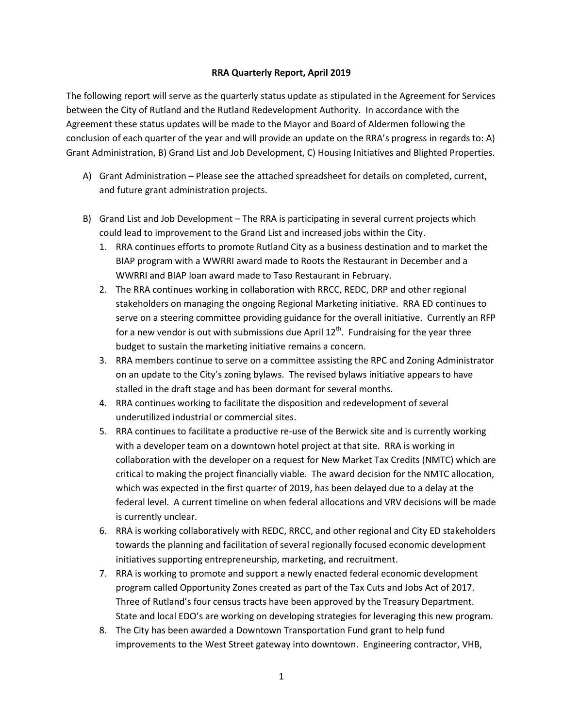**RRA Quarterly Report, April 2019**

The following report will serve as the quarterly status update as stipulated in the Agreement for Services between the City of Rutland and the Rutland Redevelopment Authority. In accordance with the Agreement these status updates will be made to the Mayor and Board of Aldermen following the conclusion of each quarter of the year and will provide an update on the RRA's progress in regards to: A) Grant Administration, B) Grand List and Job Development, C) Housing Initiatives and Blighted Properties.

A) Grant Administration – Please see the attached spreadsheet for details on completed, current, and future grant administration projects.

B) Grand List and Job Development – The RRA is participating in several current projects which could lead to improvement to the Grand List and increased jobs within the City.

   1. RRA continues efforts to promote Rutland City as a business destination and to market the BIAP program with a WWRRI award made to Roots the Restaurant in December and a WWRRI and BIAP loan award made to Taso Restaurant in February.
   2. The RRA continues working in collaboration with RRCC, REDC, DRP and other regional stakeholders on managing the ongoing Regional Marketing initiative. RRA ED continues to serve on a steering committee providing guidance for the overall initiative. Currently an RFP for a new vendor is out with submissions due April 12th. Fundraising for the year three budget to sustain the marketing initiative remains a concern.
   3. RRA members continue to serve on a committee assisting the RPC and Zoning Administrator on an update to the City's zoning bylaws. The revised bylaws initiative appears to have stalled in the draft stage and has been dormant for several months.
   4. RRA continues working to facilitate the disposition and redevelopment of several underutilized industrial or commercial sites.
   5. RRA continues to facilitate a productive re-use of the Berwick site and is currently working with a developer team on a downtown hotel project at that site. RRA is working in collaboration with the developer on a request for New Market Tax Credits (NMTC) which are critical to making the project financially viable. The award decision for the NMTC allocation, which was expected in the first quarter of 2019, has been delayed due to a delay at the federal level. A current timeline on when federal allocations and VRV decisions will be made is currently unclear.
   6. RRA is working collaboratively with REDC, RRCC, and other regional and City ED stakeholders towards the planning and facilitation of several regionally focused economic development initiatives supporting entrepreneurship, marketing, and recruitment.
   7. RRA is working to promote and support a newly enacted federal economic development program called Opportunity Zones created as part of the Tax Cuts and Jobs Act of 2017. Three of Rutland's four census tracts have been approved by the Treasury Department. State and local EDO's are working on developing strategies for leveraging this new program.
   8. The City has been awarded a Downtown Transportation Fund grant to help fund improvements to the West Street gateway into downtown. Engineering contractor, VHB,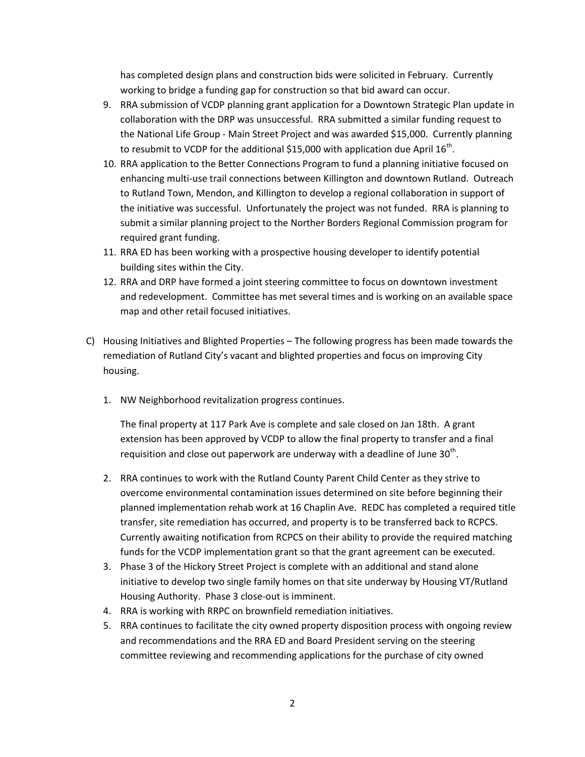has completed design plans and construction bids were solicited in February. Currently working to bridge a funding gap for construction so that bid award can occur.

9. RRA submission of VCDP planning grant application for a Downtown Strategic Plan update in collaboration with the DRP was unsuccessful. RRA submitted a similar funding request to the National Life Group - Main Street Project and was awarded $15,000. Currently planning to resubmit to VCDP for the additional $15,000 with application due April 16th.
10. RRA application to the Better Connections Program to fund a planning initiative focused on enhancing multi-use trail connections between Killington and downtown Rutland. Outreach to Rutland Town, Mendon, and Killington to develop a regional collaboration in support of the initiative was successful. Unfortunately the project was not funded. RRA is planning to submit a similar planning project to the Norther Borders Regional Commission program for required grant funding.
11. RRA ED has been working with a prospective housing developer to identify potential building sites within the City.
12. RRA and DRP have formed a joint steering committee to focus on downtown investment and redevelopment. Committee has met several times and is working on an available space map and other retail focused initiatives.

C) Housing Initiatives and Blighted Properties – The following progress has been made towards the remediation of Rutland City's vacant and blighted properties and focus on improving City housing.

1. NW Neighborhood revitalization progress continues.

   The final property at 117 Park Ave is complete and sale closed on Jan 18th. A grant extension has been approved by VCDP to allow the final property to transfer and a final requisition and close out paperwork are underway with a deadline of June 30th.

2. RRA continues to work with the Rutland County Parent Child Center as they strive to overcome environmental contamination issues determined on site before beginning their planned implementation rehab work at 16 Chaplin Ave. REDC has completed a required title transfer, site remediation has occurred, and property is to be transferred back to RCPCS. Currently awaiting notification from RCPCS on their ability to provide the required matching funds for the VCDP implementation grant so that the grant agreement can be executed.
3. Phase 3 of the Hickory Street Project is complete with an additional and stand alone initiative to develop two single family homes on that site underway by Housing VT/Rutland Housing Authority. Phase 3 close-out is imminent.
4. RRA is working with RRPC on brownfield remediation initiatives.
5. RRA continues to facilitate the city owned property disposition process with ongoing review and recommendations and the RRA ED and Board President serving on the steering committee reviewing and recommending applications for the purchase of city owned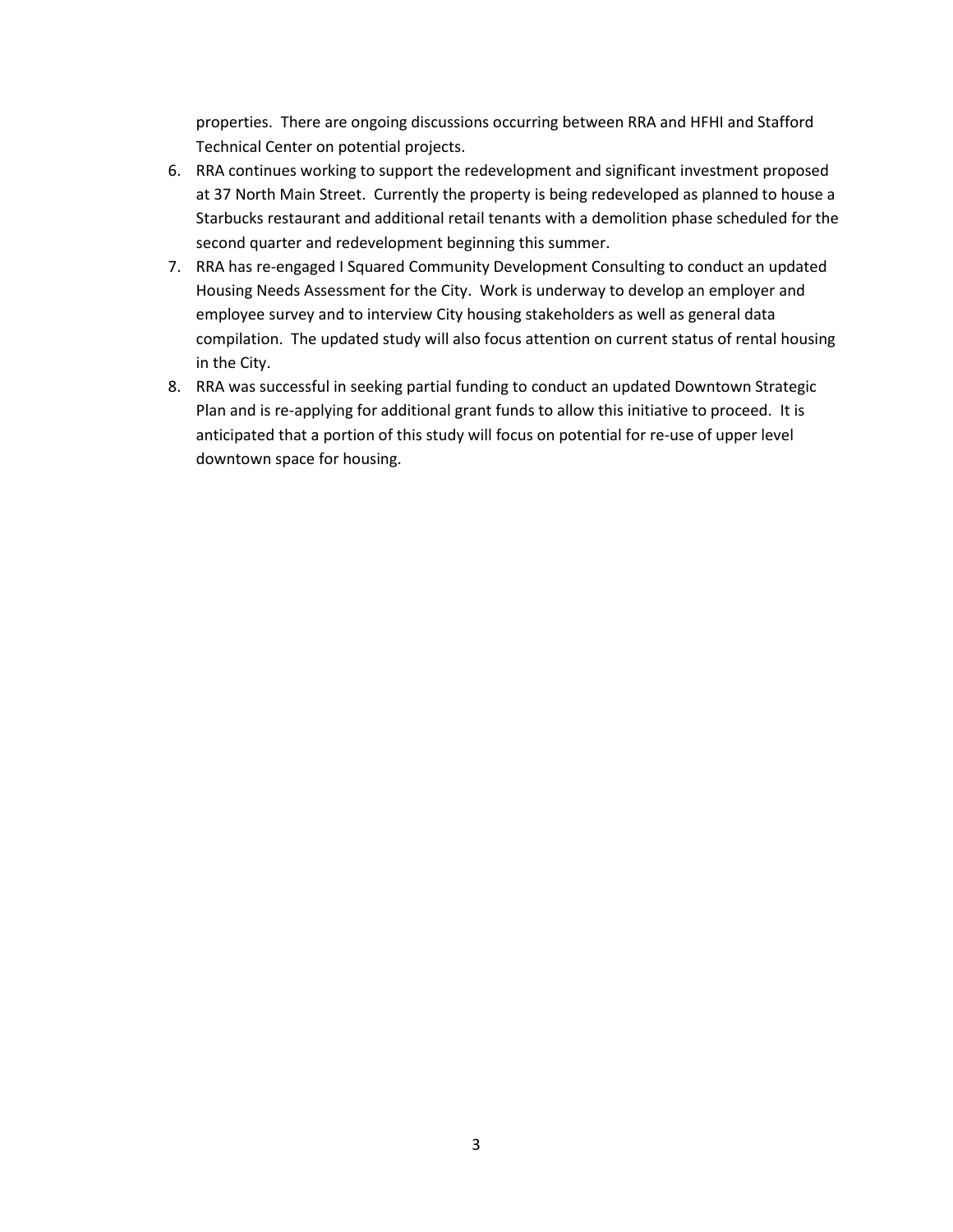properties. There are ongoing discussions occurring between RRA and HFHI and Stafford Technical Center on potential projects.

6. RRA continues working to support the redevelopment and significant investment proposed at 37 North Main Street. Currently the property is being redeveloped as planned to house a Starbucks restaurant and additional retail tenants with a demolition phase scheduled for the second quarter and redevelopment beginning this summer.
7. RRA has re-engaged I Squared Community Development Consulting to conduct an updated Housing Needs Assessment for the City. Work is underway to develop an employer and employee survey and to interview City housing stakeholders as well as general data compilation. The updated study will also focus attention on current status of rental housing in the City.
8. RRA was successful in seeking partial funding to conduct an updated Downtown Strategic Plan and is re-applying for additional grant funds to allow this initiative to proceed. It is anticipated that a portion of this study will focus on potential for re-use of upper level downtown space for housing.